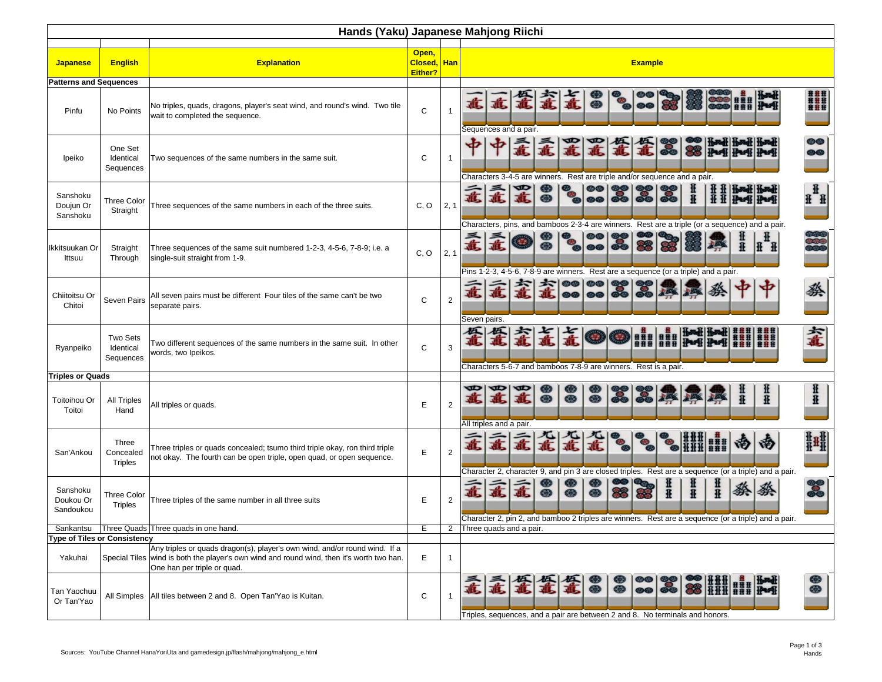# Hands (Yaku) Japanese Mahjong Riichi

| Japanese | English | Explanation | Open, Closed, Either? | Han | Example |
|---|---|---|---|---|---|
| **Patterns and Sequences** | | | | | |
| Pinfu | No Points | No triples, quads, dragons, player's seat wind, and round's wind. Two tile wait to completed the sequence. | C | 1 | Sequences and a pair. |
| Ipeiko | One Set Identical Sequences | Two sequences of the same numbers in the same suit. | C | 1 | Characters 3-4-5 are winners. Rest are triple and/or sequence and a pair. |
| Sanshoku Doujun Or Sanshoku | Three Color Straight | Three sequences of the same numbers in each of the three suits. | C, O | 2, 1 | Characters, pins, and bamboos 2-3-4 are winners. Rest are a triple (or a sequence) and a pair. |
| Ikkitsuukan Or Ittsuu | Straight Through | Three sequences of the same suit numbered 1-2-3, 4-5-6, 7-8-9; i.e. a single-suit straight from 1-9. | C, O | 2, 1 | Pins 1-2-3, 4-5-6, 7-8-9 are winners. Rest are a sequence (or a triple) and a pair. |
| Chiitoitsu Or Chitoi | Seven Pairs | All seven pairs must be different Four tiles of the same can't be two separate pairs. | C | 2 | Seven pairs. |
| Ryanpeiko | Two Sets Identical Sequences | Two different sequences of the same numbers in the same suit. In other words, two Ipeikos. | C | 3 | Characters 5-6-7 and bamboos 7-8-9 are winners. Rest is a pair. |
| **Triples or Quads** | | | | | |
| Toitoihou Or Toitoi | All Triples Hand | All triples or quads. | E | 2 | All triples and a pair. |
| San'Ankou | Three Concealed Triples | Three triples or quads concealed; tsumo third triple okay, ron third triple not okay. The fourth can be open triple, open quad, or open sequence. | E | 2 | Character 2, character 9, and pin 3 are closed triples. Rest are a sequence (or a triple) and a pair. |
| Sanshoku Doukou Or Sandoukou | Three Color Triples | Three triples of the same number in all three suits | E | 2 | Character 2, pin 2, and bamboo 2 triples are winners. Rest are a sequence (or a triple) and a pair. |
| Sankantsu | Three Quads | Three quads in one hand. | E | 2 | Three quads and a pair. |
| **Type of Tiles or Consistency** | | | | | |
| Yakuhai | Special Tiles | Any triples or quads dragon(s), player's own wind, and/or round wind. If a wind is both the player's own wind and round wind, then it's worth two han. One han per triple or quad. | E | 1 | |
| Tan Yaochuu Or Tan'Yao | All Simples | All tiles between 2 and 8. Open Tan'Yao is Kuitan. | C | 1 | Triples, sequences, and a pair are between 2 and 8. No terminals and honors. |

Sources: YouTube Channel HanaYoriUta and gamedesign.jp/flash/mahjong/mahjong_e.html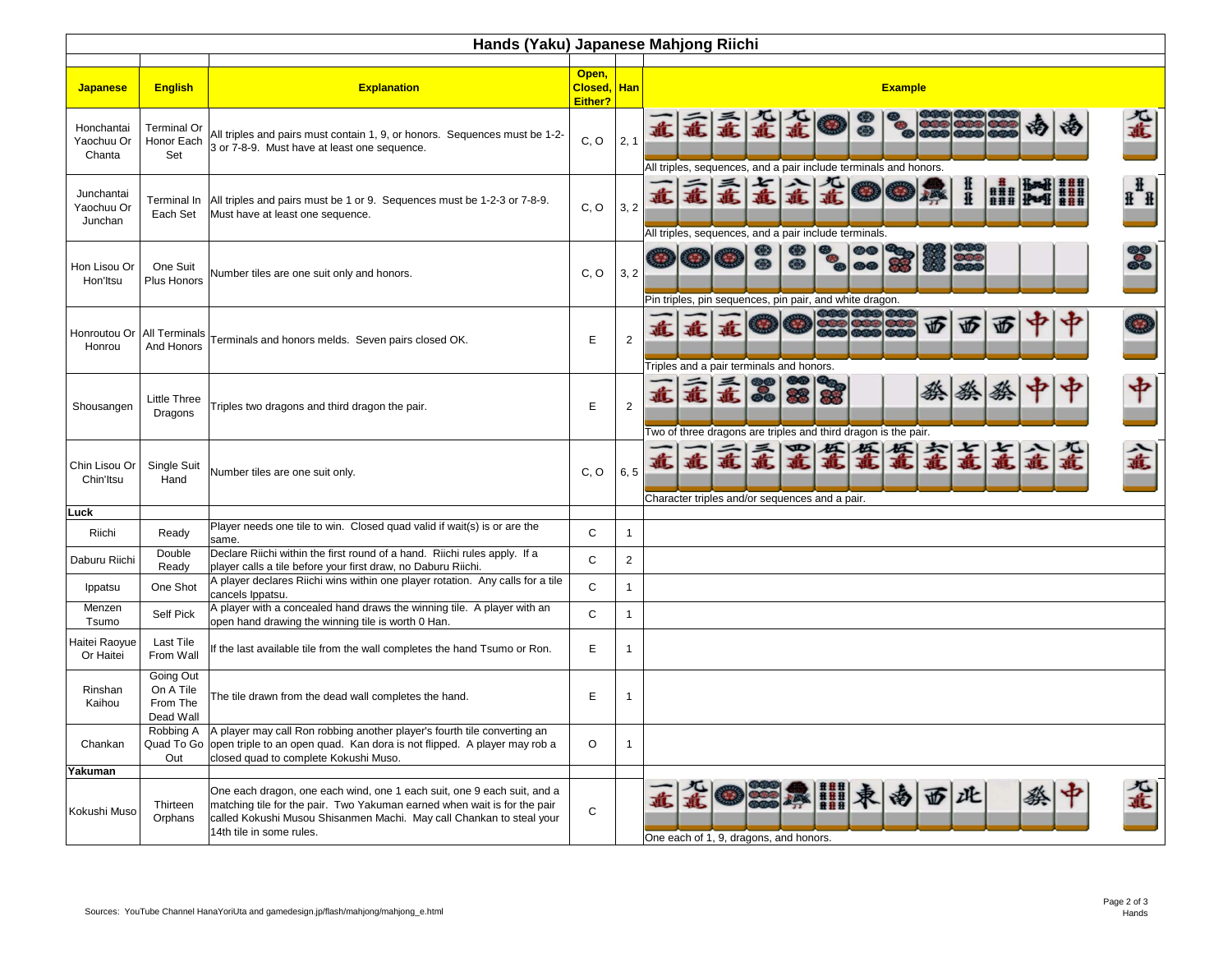# Hands (Yaku) Japanese Mahjong Riichi

| Japanese | English | Explanation | Open, Closed, Either? | Han | Example |
|---|---|---|---|---|---|
| Honchantai Yaochuu Or Chanta | Terminal Or Honor Each Set | All triples and pairs must contain 1, 9, or honors. Sequences must be 1-2-3 or 7-8-9. Must have at least one sequence. | C, O | 2, 1 | All triples, sequences, and a pair include terminals and honors. |
| Junchantai Yaochuu Or Junchan | Terminal In Each Set | All triples and pairs must be 1 or 9. Sequences must be 1-2-3 or 7-8-9. Must have at least one sequence. | C, O | 3, 2 | All triples, sequences, and a pair include terminals. |
| Hon Lisou Or Hon'Itsu | One Suit Plus Honors | Number tiles are one suit only and honors. | C, O | 3, 2 | Pin triples, pin sequences, pin pair, and white dragon. |
| Honroutou Or Honrou | All Terminals And Honors | Terminals and honors melds. Seven pairs closed OK. | E | 2 | Triples and a pair terminals and honors. |
| Shousangen | Little Three Dragons | Triples two dragons and third dragon the pair. | E | 2 | Two of three dragons are triples and third dragon is the pair. |
| Chin Lisou Or Chin'Itsu | Single Suit Hand | Number tiles are one suit only. | C, O | 6, 5 | Character triples and/or sequences and a pair. |
| **Luck** | | | | | |
| Riichi | Ready | Player needs one tile to win. Closed quad valid if wait(s) is or are the same. | C | 1 | |
| Daburu Riichi | Double Ready | Declare Riichi within the first round of a hand. Riichi rules apply. If a player calls a tile before your first draw, no Daburu Riichi. | C | 2 | |
| Ippatsu | One Shot | A player declares Riichi wins within one player rotation. Any calls for a tile cancels Ippatsu. | C | 1 | |
| Menzen Tsumo | Self Pick | A player with a concealed hand draws the winning tile. A player with an open hand drawing the winning tile is worth 0 Han. | C | 1 | |
| Haitei Raoyue Or Haitei | Last Tile From Wall | If the last available tile from the wall completes the hand Tsumo or Ron. | E | 1 | |
| Rinshan Kaihou | Going Out On A Tile From The Dead Wall | The tile drawn from the dead wall completes the hand. | E | 1 | |
| Chankan | Robbing A Quad To Go Out | A player may call Ron robbing another player's fourth tile converting an open triple to an open quad. Kan dora is not flipped. A player may rob a closed quad to complete Kokushi Muso. | O | 1 | |
| **Yakuman** | | | | | |
| Kokushi Muso | Thirteen Orphans | One each dragon, one each wind, one 1 each suit, one 9 each suit, and a matching tile for the pair. Two Yakuman earned when wait is for the pair called Kokushi Musou Shisanmen Machi. May call Chankan to steal your 14th tile in some rules. | C | | One each of 1, 9, dragons, and honors. |

Sources: YouTube Channel HanaYoriUta and gamedesign.jp/flash/mahjong/mahjong_e.html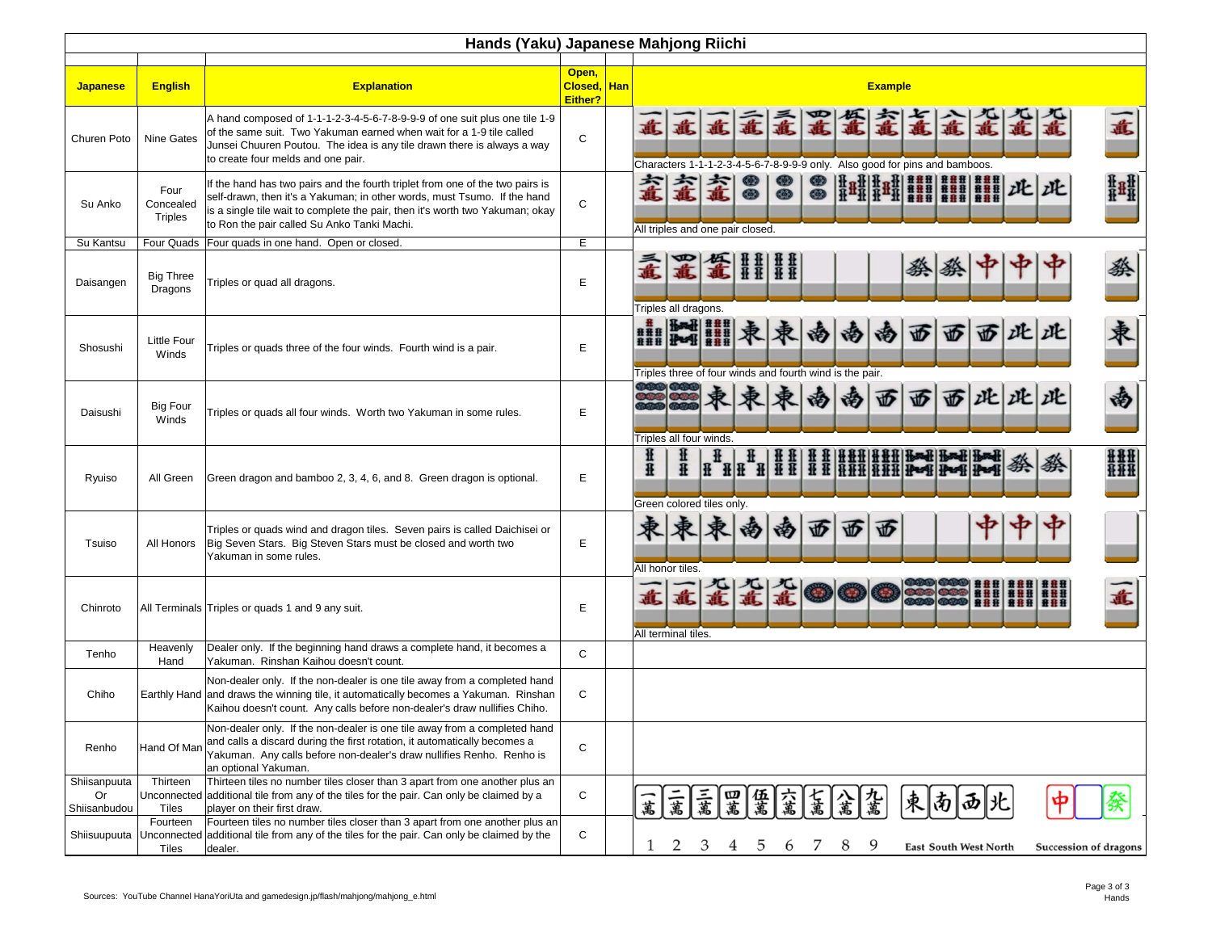# Hands (Yaku) Japanese Mahjong Riichi

| Japanese | English | Explanation | Open, Closed, Either? | Han | Example |
|---|---|---|---|---|---|
| Churen Poto | Nine Gates | A hand composed of 1-1-1-2-3-4-5-6-7-8-9-9-9 of one suit plus one tile 1-9 of the same suit. Two Yakuman earned when wait for a 1-9 tile called Junsei Chuuren Poutou. The idea is any tile drawn there is always a way to create four melds and one pair. | C | | Characters 1-1-1-2-3-4-5-6-7-8-9-9-9 only. Also good for pins and bamboos. |
| Su Anko | Four Concealed Triples | If the hand has two pairs and the fourth triplet from one of the two pairs is self-drawn, then it's a Yakuman; in other words, must Tsumo. If the hand is a single tile wait to complete the pair, then it's worth two Yakuman; okay to Ron the pair called Su Anko Tanki Machi. | C | | All triples and one pair closed. |
| Su Kantsu | Four Quads | Four quads in one hand. Open or closed. | E | | |
| Daisangen | Big Three Dragons | Triples or quad all dragons. | E | | Triples all dragons. |
| Shosushi | Little Four Winds | Triples or quads three of the four winds. Fourth wind is a pair. | E | | Triples three of four winds and fourth wind is the pair. |
| Daisushi | Big Four Winds | Triples or quads all four winds. Worth two Yakuman in some rules. | E | | Triples all four winds. |
| Ryuiso | All Green | Green dragon and bamboo 2, 3, 4, 6, and 8. Green dragon is optional. | E | | Green colored tiles only. |
| Tsuiso | All Honors | Triples or quads wind and dragon tiles. Seven pairs is called Daichisei or Big Seven Stars. Big Steven Stars must be closed and worth two Yakuman in some rules. | E | | All honor tiles. |
| Chinroto | All Terminals | Triples or quads 1 and 9 any suit. | E | | All terminal tiles. |
| Tenho | Heavenly Hand | Dealer only. If the beginning hand draws a complete hand, it becomes a Yakuman. Rinshan Kaihou doesn't count. | C | | |
| Chiho | Earthly Hand | Non-dealer only. If the non-dealer is one tile away from a completed hand and draws the winning tile, it automatically becomes a Yakuman. Rinshan Kaihou doesn't count. Any calls before non-dealer's draw nullifies Chiho. | C | | |
| Renho | Hand Of Man | Non-dealer only. If the non-dealer is one tile away from a completed hand and calls a discard during the first rotation, it automatically becomes a Yakuman. Any calls before non-dealer's draw nullifies Renho. Renho is an optional Yakuman. | C | | |
| Shiisanpuuta Or Shiisanbudou | Thirteen Unconnected Tiles | Thirteen tiles no number tiles closer than 3 apart from one another plus an additional tile from any of the tiles for the pair. Can only be claimed by a player on their first draw. | C | | 1 2 3 4 5 6 7 8 9 East South West North Succession of dragons |
| Shiisuupuuta | Fourteen Unconnected Tiles | Fourteen tiles no number tiles closer than 3 apart from one another plus an additional tile from any of the tiles for the pair. Can only be claimed by the dealer. | C | | |

Sources: YouTube Channel HanaYoriUta and gamedesign.jp/flash/mahjong/mahjong_e.html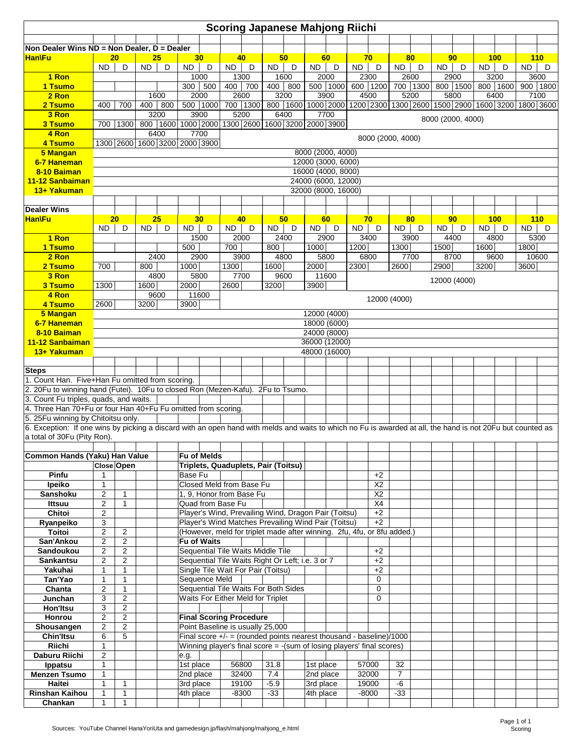# Scoring Japanese Mahjong Riichi

## Non Dealer Wins ND = Non Dealer, D = Dealer

| Han\Fu | 20 | | 25 | | 30 | | 40 | | 50 | | 60 | | 70 | | 80 | | 90 | | 100 | | 110 | |
|---|---|---|---|---|---|---|---|---|---|---|---|---|---|---|---|---|---|---|---|---|---|---|
| | ND | D | ND | D | ND | D | ND | D | ND | D | ND | D | ND | D | ND | D | ND | D | ND | D | ND | D |
| 1 Ron | | | | | 1000 | | 1300 | | 1600 | | 2000 | | 2300 | | 2600 | | 2900 | | 3200 | | 3600 | |
| 1 Tsumo | | | | | 300 | 500 | 400 | 700 | 400 | 800 | 500 | 1000 | 600 | 1200 | 700 | 1300 | 800 | 1500 | 800 | 1600 | 900 | 1800 |
| 2 Ron | | | 1600 | | 2000 | | 2600 | | 3200 | | 3900 | | 4500 | | 5200 | | 5800 | | 6400 | | 7100 | |
| 2 Tsumo | 400 | 700 | 400 | 800 | 500 | 1000 | 700 | 1300 | 800 | 1600 | 1000 | 2000 | 1200 | 2300 | 1300 | 2600 | 1500 | 2900 | 1600 | 3200 | 1800 | 3600 |
| 3 Ron | | | 3200 | | 3900 | | 5200 | | 6400 | | 7700 | | 8000 (2000, 4000) | | | | | | | | | |
| 3 Tsumo | 700 | 1300 | 800 | 1600 | 1000 | 2000 | 1300 | 2600 | 1600 | 3200 | 2000 | 3900 | | | | | | | | | | |
| 4 Ron | | | 6400 | | 7700 | | 8000 (2000, 4000) | | | | | | | | | | | | | | | |
| 4 Tsumo | 1300 | 2600 | 1600 | 3200 | 2000 | 3900 | | | | | | | | | | | | | | | | |
| 5 Mangan | 8000 (2000, 4000) | | | | | | | | | | | | | | | | | | | | | |
| 6-7 Haneman | 12000 (3000, 6000) | | | | | | | | | | | | | | | | | | | | | |
| 8-10 Baiman | 16000 (4000, 8000) | | | | | | | | | | | | | | | | | | | | | |
| 11-12 Sanbaiman | 24000 (6000, 12000) | | | | | | | | | | | | | | | | | | | | | |
| 13+ Yakuman | 32000 (8000, 16000) | | | | | | | | | | | | | | | | | | | | | |

## Dealer Wins

| Han\Fu | 20 | | 25 | | 30 | | 40 | | 50 | | 60 | | 70 | | 80 | | 90 | | 100 | | 110 | |
|---|---|---|---|---|---|---|---|---|---|---|---|---|---|---|---|---|---|---|---|---|---|---|
| | ND | D | ND | D | ND | D | ND | D | ND | D | ND | D | ND | D | ND | D | ND | D | ND | D | ND | D |
| 1 Ron | | | | | 1500 | | 2000 | | 2400 | | 2900 | | 3400 | | 3900 | | 4400 | | 4800 | | 5300 | |
| 1 Tsumo | | | | | 500 | | 700 | | 800 | | 1000 | | 1200 | | 1300 | | 1500 | | 1600 | | 1800 | |
| 2 Ron | | | 2400 | | 2900 | | 3900 | | 4800 | | 5800 | | 6800 | | 7700 | | 8700 | | 9600 | | 10600 | |
| 2 Tsumo | 700 | | 800 | | 1000 | | 1300 | | 1600 | | 2000 | | 2300 | | 2600 | | 2900 | | 3200 | | 3600 | |
| 3 Ron | | | 4800 | | 5800 | | 7700 | | 9600 | | 11600 | | 12000 (4000) | | | | | | | | | |
| 3 Tsumo | 1300 | | 1600 | | 2000 | | 2600 | | 3200 | | 3900 | | | | | | | | | | | |
| 4 Ron | | | 9600 | | 11600 | | 12000 (4000) | | | | | | | | | | | | | | | |
| 4 Tsumo | 2600 | | 3200 | | 3900 | | | | | | | | | | | | | | | | | |
| 5 Mangan | 12000 (4000) | | | | | | | | | | | | | | | | | | | | | |
| 6-7 Haneman | 18000 (6000) | | | | | | | | | | | | | | | | | | | | | |
| 8-10 Baiman | 24000 (8000) | | | | | | | | | | | | | | | | | | | | | |
| 11-12 Sanbaiman | 36000 (12000) | | | | | | | | | | | | | | | | | | | | | |
| 13+ Yakuman | 48000 (16000) | | | | | | | | | | | | | | | | | | | | | |

## Steps

1. Count Han. Five+Han Fu omitted from scoring.
2. 20Fu to winning hand (Futei). 10Fu to closed Ron (Mezen-Kafu). 2Fu to Tsumo.
3. Count Fu triples, quads, and waits.
4. Three Han 70+Fu or four Han 40+Fu Fu omitted from scoring.
5. 25Fu winning by Chitoitsu only.
6. Exception: If one wins by picking a discard with an open hand with melds and waits to which no Fu is awarded at all, the hand is not 20Fu but counted as a total of 30Fu (Pity Ron).

## Common Hands (Yaku) Han Value

| | Close | Open |
|---|---|---|
| Pinfu | 1 | |
| Ipeiko | 1 | |
| Sanshoku | 2 | 1 |
| Ittsu | 2 | 1 |
| Chitoi | 2 | |
| Ryanpeiko | 3 | |
| Toitoi | 2 | 2 |
| San'Ankou | 2 | 2 |
| Sandoukou | 2 | 2 |
| Sankantsu | 2 | 2 |
| Yakuhai | 1 | 1 |
| Tan'Yao | 1 | 1 |
| Chanta | 2 | 1 |
| Junchan | 3 | 2 |
| Hon'Itsu | 3 | 2 |
| Honrou | 2 | 2 |
| Shousangen | 2 | 2 |
| Chin'Itsu | 6 | 5 |
| Riichi | 1 | |
| Daburu Riichi | 2 | |
| Ippatsu | 1 | |
| Menzen Tsumo | 1 | |
| Haitei | 1 | 1 |
| Rinshan Kaihou | 1 | 1 |
| Chankan | 1 | 1 |

## Fu of Melds

**Triplets, Quaduplets, Pair (Toitsu)**

| | |
|---|---|
| Base Fu | +2 |
| Closed Meld from Base Fu | X2 |
| 1, 9, Honor from Base Fu | X2 |
| Quad from Base Fu | X4 |
| Player's Wind, Prevailing Wind, Dragon Pair (Toitsu) | +2 |
| Player's Wind Matches Prevailing Wind Pair (Toitsu) | +2 |

(However, meld for triplet made after winning. 2fu, 4fu, or 8fu added.)

## Fu of Waits

| | |
|---|---|
| Sequential Tile Waits Middle Tile | +2 |
| Sequential Tile Waits Right Or Left; i.e. 3 or 7 | +2 |
| Single Tile Wait For Pair (Toitsu) | +2 |
| Sequence Meld | 0 |
| Sequential Tile Waits For Both Sides | 0 |
| Waits For Either Meld for Triplet | 0 |

## Final Scoring Procedure

Point Baseline is usually 25,000

Final score +/- = (rounded points nearest thousand - baseline)/1000

Winning player's final score = -(sum of losing players' final scores)

e.g.

| | | | | | |
|---|---|---|---|---|---|
| 1st place | 56800 | 31.8 | 1st place | 57000 | 32 |
| 2nd place | 32400 | 7.4 | 2nd place | 32000 | 7 |
| 3rd place | 19100 | -5.9 | 3rd place | 19000 | -6 |
| 4th place | -8300 | -33 | 4th place | -8000 | -33 |

Sources: YouTube Channel HanaYoriUta and gamedesign.jp/flash/mahjong/mahjong_e.html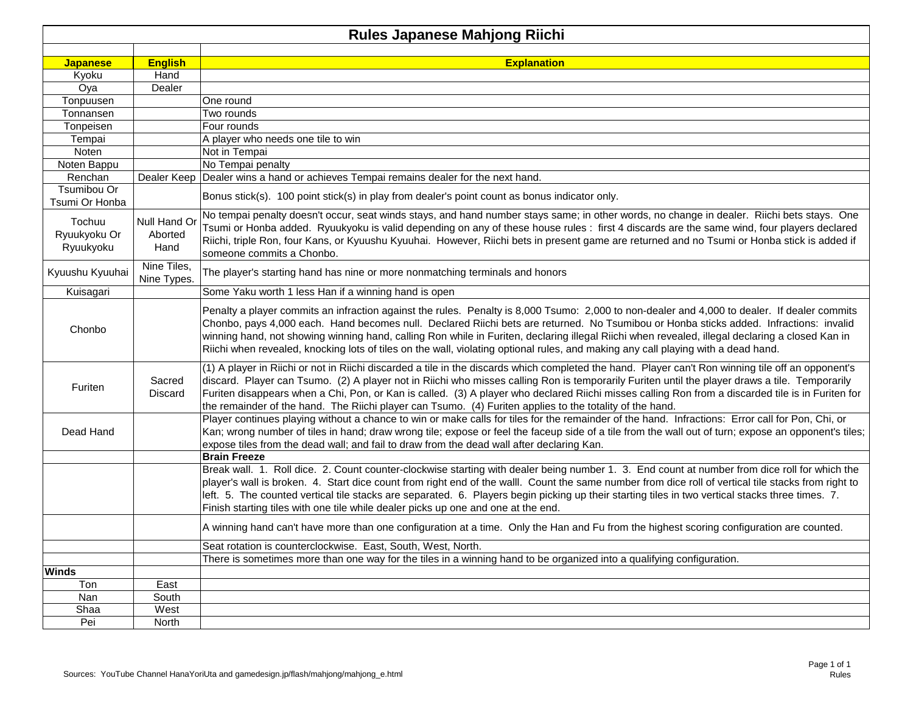# Rules Japanese Mahjong Riichi

| Japanese | English | Explanation |
|---|---|---|
| Kyoku | Hand | |
| Oya | Dealer | |
| Tonpuusen | | One round |
| Tonnansen | | Two rounds |
| Tonpeisen | | Four rounds |
| Tempai | | A player who needs one tile to win |
| Noten | | Not in Tempai |
| Noten Bappu | | No Tempai penalty |
| Renchan | Dealer Keep | Dealer wins a hand or achieves Tempai remains dealer for the next hand. |
| Tsumibou Or Tsumi Or Honba | | Bonus stick(s). 100 point stick(s) in play from dealer's point count as bonus indicator only. |
| Tochuu Ryuukyoku Or Ryuukyoku | Null Hand Or Aborted Hand | No tempai penalty doesn't occur, seat winds stays, and hand number stays same; in other words, no change in dealer. Riichi bets stays. One Tsumi or Honba added. Ryuukyoku is valid depending on any of these house rules : first 4 discards are the same wind, four players declared Riichi, triple Ron, four Kans, or Kyuushu Kyuuhai. However, Riichi bets in present game are returned and no Tsumi or Honba stick is added if someone commits a Chonbo. |
| Kyuushu Kyuuhai | Nine Tiles, Nine Types. | The player's starting hand has nine or more nonmatching terminals and honors |
| Kuisagari | | Some Yaku worth 1 less Han if a winning hand is open |
| Chonbo | | Penalty a player commits an infraction against the rules. Penalty is 8,000 Tsumo: 2,000 to non-dealer and 4,000 to dealer. If dealer commits Chonbo, pays 4,000 each. Hand becomes null. Declared Riichi bets are returned. No Tsumibou or Honba sticks added. Infractions: invalid winning hand, not showing winning hand, calling Ron while in Furiten, declaring illegal Riichi when revealed, illegal declaring a closed Kan in Riichi when revealed, knocking lots of tiles on the wall, violating optional rules, and making any call playing with a dead hand. |
| Furiten | Sacred Discard | (1) A player in Riichi or not in Riichi discarded a tile in the discards which completed the hand. Player can't Ron winning tile off an opponent's discard. Player can Tsumo. (2) A player not in Riichi who misses calling Ron is temporarily Furiten until the player draws a tile. Temporarily Furiten disappears when a Chi, Pon, or Kan is called. (3) A player who declared Riichi misses calling Ron from a discarded tile is in Furiten for the remainder of the hand. The Riichi player can Tsumo. (4) Furiten applies to the totality of the hand. |
| Dead Hand | | Player continues playing without a chance to win or make calls for tiles for the remainder of the hand. Infractions: Error call for Pon, Chi, or Kan; wrong number of tiles in hand; draw wrong tile; expose or feel the faceup side of a tile from the wall out of turn; expose an opponent's tiles; expose tiles from the dead wall; and fail to draw from the dead wall after declaring Kan. |
| | | **Brain Freeze** |
| | | Break wall. 1. Roll dice. 2. Count counter-clockwise starting with dealer being number 1. 3. End count at number from dice roll for which the player's wall is broken. 4. Start dice count from right end of the walll. Count the same number from dice roll of vertical tile stacks from right to left. 5. The counted vertical tile stacks are separated. 6. Players begin picking up their starting tiles in two vertical stacks three times. 7. Finish starting tiles with one tile while dealer picks up one and one at the end. |
| | | A winning hand can't have more than one configuration at a time. Only the Han and Fu from the highest scoring configuration are counted. |
| | | Seat rotation is counterclockwise. East, South, West, North. |
| | | There is sometimes more than one way for the tiles in a winning hand to be organized into a qualifying configuration. |
| **Winds** | | |
| Ton | East | |
| Nan | South | |
| Shaa | West | |
| Pei | North | |

Sources: YouTube Channel HanaYoriUta and gamedesign.jp/flash/mahjong/mahjong_e.html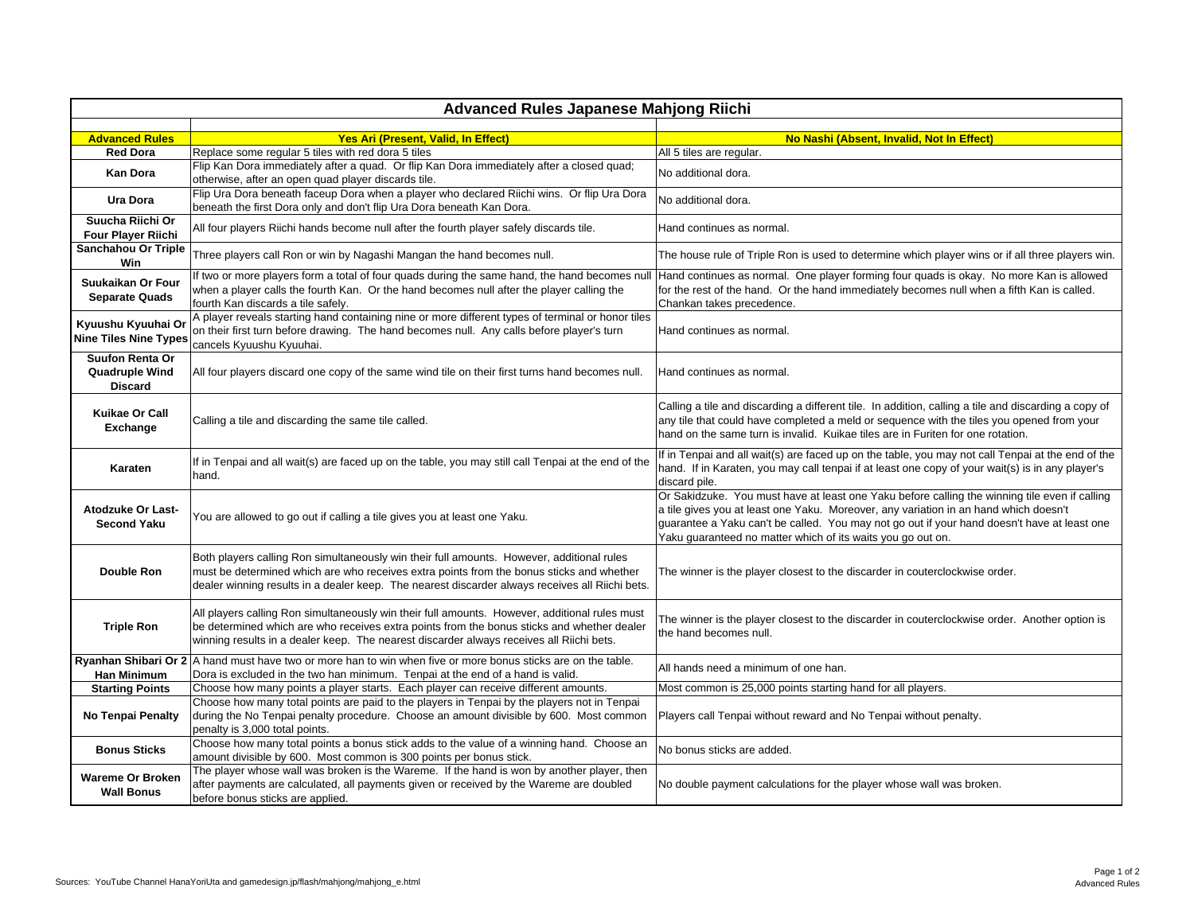# Advanced Rules Japanese Mahjong Riichi

| Advanced Rules | Yes Ari (Present, Valid, In Effect) | No Nashi (Absent, Invalid, Not In Effect) |
|---|---|---|
| Red Dora | Replace some regular 5 tiles with red dora 5 tiles | All 5 tiles are regular. |
| Kan Dora | Flip Kan Dora immediately after a quad. Or flip Kan Dora immediately after a closed quad; otherwise, after an open quad player discards tile. | No additional dora. |
| Ura Dora | Flip Ura Dora beneath faceup Dora when a player who declared Riichi wins. Or flip Ura Dora beneath the first Dora only and don't flip Ura Dora beneath Kan Dora. | No additional dora. |
| Suucha Riichi Or Four Player Riichi | All four players Riichi hands become null after the fourth player safely discards tile. | Hand continues as normal. |
| Sanchahou Or Triple Win | Three players call Ron or win by Nagashi Mangan the hand becomes null. | The house rule of Triple Ron is used to determine which player wins or if all three players win. |
| Suukaikan Or Four Separate Quads | If two or more players form a total of four quads during the same hand, the hand becomes null when a player calls the fourth Kan. Or the hand becomes null after the player calling the fourth Kan discards a tile safely. | Hand continues as normal. One player forming four quads is okay. No more Kan is allowed for the rest of the hand. Or the hand immediately becomes null when a fifth Kan is called. Chankan takes precedence. |
| Kyuushu Kyuuhai Or Nine Tiles Nine Types | A player reveals starting hand containing nine or more different types of terminal or honor tiles on their first turn before drawing. The hand becomes null. Any calls before player's turn cancels Kyuushu Kyuuhai. | Hand continues as normal. |
| Suufon Renta Or Quadruple Wind Discard | All four players discard one copy of the same wind tile on their first turns hand becomes null. | Hand continues as normal. |
| Kuikae Or Call Exchange | Calling a tile and discarding the same tile called. | Calling a tile and discarding a different tile. In addition, calling a tile and discarding a copy of any tile that could have completed a meld or sequence with the tiles you opened from your hand on the same turn is invalid. Kuikae tiles are in Furiten for one rotation. |
| Karaten | If in Tenpai and all wait(s) are faced up on the table, you may still call Tenpai at the end of the hand. | If in Tenpai and all wait(s) are faced up on the table, you may not call Tenpai at the end of the hand. If in Karaten, you may call tenpai if at least one copy of your wait(s) is in any player's discard pile. |
| Atodzuke Or Last-Second Yaku | You are allowed to go out if calling a tile gives you at least one Yaku. | Or Sakidzuke. You must have at least one Yaku before calling the winning tile even if calling a tile gives you at least one Yaku. Moreover, any variation in an hand which doesn't guarantee a Yaku can't be called. You may not go out if your hand doesn't have at least one Yaku guaranteed no matter which of its waits you go out on. |
| Double Ron | Both players calling Ron simultaneously win their full amounts. However, additional rules must be determined which are who receives extra points from the bonus sticks and whether dealer winning results in a dealer keep. The nearest discarder always receives all Riichi bets. | The winner is the player closest to the discarder in couterclockwise order. |
| Triple Ron | All players calling Ron simultaneously win their full amounts. However, additional rules must be determined which are who receives extra points from the bonus sticks and whether dealer winning results in a dealer keep. The nearest discarder always receives all Riichi bets. | The winner is the player closest to the discarder in couterclockwise order. Another option is the hand becomes null. |
| Ryanhan Shibari Or 2 Han Minimum | A hand must have two or more han to win when five or more bonus sticks are on the table. Dora is excluded in the two han minimum. Tenpai at the end of a hand is valid. | All hands need a minimum of one han. |
| Starting Points | Choose how many points a player starts. Each player can receive different amounts. | Most common is 25,000 points starting hand for all players. |
| No Tenpai Penalty | Choose how many total points are paid to the players in Tenpai by the players not in Tenpai during the No Tenpai penalty procedure. Choose an amount divisible by 600. Most common penalty is 3,000 total points. | Players call Tenpai without reward and No Tenpai without penalty. |
| Bonus Sticks | Choose how many total points a bonus stick adds to the value of a winning hand. Choose an amount divisible by 600. Most common is 300 points per bonus stick. | No bonus sticks are added. |
| Wareme Or Broken Wall Bonus | The player whose wall was broken is the Wareme. If the hand is won by another player, then after payments are calculated, all payments given or received by the Wareme are doubled before bonus sticks are applied. | No double payment calculations for the player whose wall was broken. |

Sources: YouTube Channel HanaYoriUta and gamedesign.jp/flash/mahjong/mahjong_e.html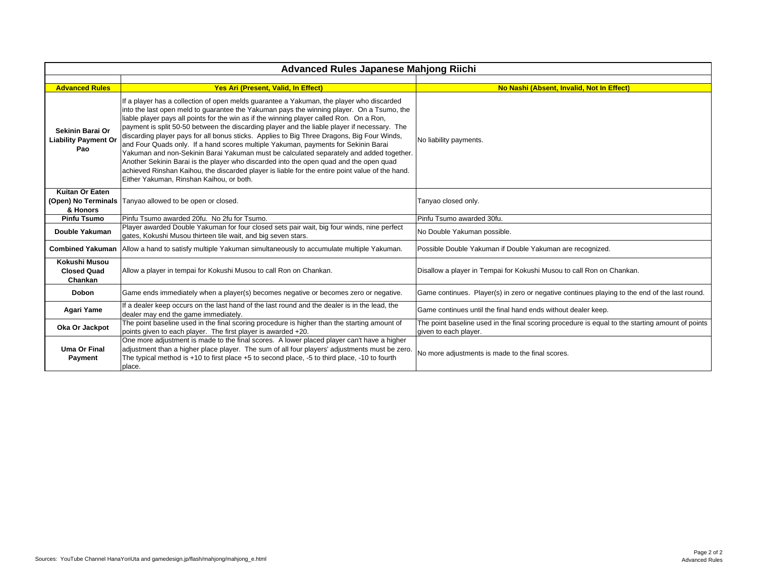## Advanced Rules Japanese Mahjong Riichi

| Advanced Rules | Yes Ari (Present, Valid, In Effect) | No Nashi (Absent, Invalid, Not In Effect) |
|---|---|---|
| **Sekinin Barai Or Liability Payment Or Pao** | If a player has a collection of open melds guarantee a Yakuman, the player who discarded into the last open meld to guarantee the Yakuman pays the winning player. On a Tsumo, the liable player pays all points for the win as if the winning player called Ron. On a Ron, payment is split 50-50 between the discarding player and the liable player if necessary. The discarding player pays for all bonus sticks. Applies to Big Three Dragons, Big Four Winds, and Four Quads only. If a hand scores multiple Yakuman, payments for Sekinin Barai Yakuman and non-Sekinin Barai Yakuman must be calculated separately and added together. Another Sekinin Barai is the player who discarded into the open quad and the open quad achieved Rinshan Kaihou, the discarded player is liable for the entire point value of the hand. Either Yakuman, Rinshan Kaihou, or both. | No liability payments. |
| **Kuitan Or Eaten (Open) No Terminals & Honors** | Tanyao allowed to be open or closed. | Tanyao closed only. |
| **Pinfu Tsumo** | Pinfu Tsumo awarded 20fu. No 2fu for Tsumo. | Pinfu Tsumo awarded 30fu. |
| **Double Yakuman** | Player awarded Double Yakuman for four closed sets pair wait, big four winds, nine perfect gates, Kokushi Musou thirteen tile wait, and big seven stars. | No Double Yakuman possible. |
| **Combined Yakuman** | Allow a hand to satisfy multiple Yakuman simultaneously to accumulate multiple Yakuman. | Possible Double Yakuman if Double Yakuman are recognized. |
| **Kokushi Musou Closed Quad Chankan** | Allow a player in tempai for Kokushi Musou to call Ron on Chankan. | Disallow a player in Tempai for Kokushi Musou to call Ron on Chankan. |
| **Dobon** | Game ends immediately when a player(s) becomes negative or becomes zero or negative. | Game continues. Player(s) in zero or negative continues playing to the end of the last round. |
| **Agari Yame** | If a dealer keep occurs on the last hand of the last round and the dealer is in the lead, the dealer may end the game immediately. | Game continues until the final hand ends without dealer keep. |
| **Oka Or Jackpot** | The point baseline used in the final scoring procedure is higher than the starting amount of points given to each player. The first player is awarded +20. | The point baseline used in the final scoring procedure is equal to the starting amount of points given to each player. |
| **Uma Or Final Payment** | One more adjustment is made to the final scores. A lower placed player can't have a higher adjustment than a higher place player. The sum of all four players' adjustments must be zero. The typical method is +10 to first place +5 to second place, -5 to third place, -10 to fourth place. | No more adjustments is made to the final scores. |

Sources: YouTube Channel HanaYoriUta and gamedesign.jp/flash/mahjong/mahjong_e.html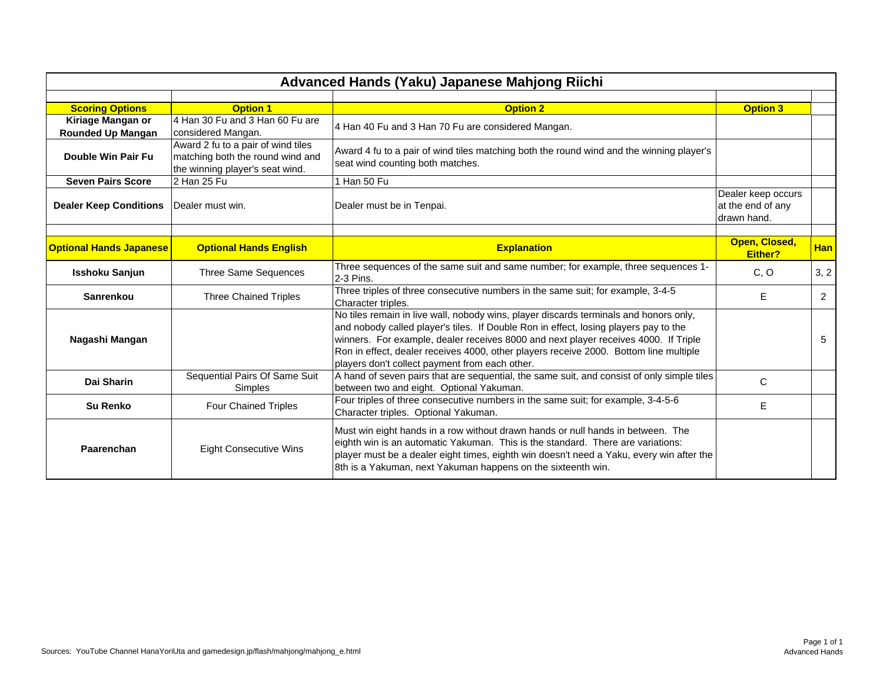# Advanced Hands (Yaku) Japanese Mahjong Riichi

| Scoring Options | Option 1 | Option 2 | Option 3 | |
|---|---|---|---|---|
| Kiriage Mangan or Rounded Up Mangan | 4 Han 30 Fu and 3 Han 60 Fu are considered Mangan. | 4 Han 40 Fu and 3 Han 70 Fu are considered Mangan. | | |
| Double Win Pair Fu | Award 2 fu to a pair of wind tiles matching both the round wind and the winning player's seat wind. | Award 4 fu to a pair of wind tiles matching both the round wind and the winning player's seat wind counting both matches. | | |
| Seven Pairs Score | 2 Han 25 Fu | 1 Han 50 Fu | | |
| Dealer Keep Conditions | Dealer must win. | Dealer must be in Tenpai. | Dealer keep occurs at the end of any drawn hand. | |

| Optional Hands Japanese | Optional Hands English | Explanation | Open, Closed, Either? | Han |
|---|---|---|---|---|
| Isshoku Sanjun | Three Same Sequences | Three sequences of the same suit and same number; for example, three sequences 1-2-3 Pins. | C, O | 3, 2 |
| Sanrenkou | Three Chained Triples | Three triples of three consecutive numbers in the same suit; for example, 3-4-5 Character triples. | E | 2 |
| Nagashi Mangan | | No tiles remain in live wall, nobody wins, player discards terminals and honors only, and nobody called player's tiles. If Double Ron in effect, losing players pay to the winners. For example, dealer receives 8000 and next player receives 4000. If Triple Ron in effect, dealer receives 4000, other players receive 2000. Bottom line multiple players don't collect payment from each other. | | 5 |
| Dai Sharin | Sequential Pairs Of Same Suit Simples | A hand of seven pairs that are sequential, the same suit, and consist of only simple tiles between two and eight. Optional Yakuman. | C | |
| Su Renko | Four Chained Triples | Four triples of three consecutive numbers in the same suit; for example, 3-4-5-6 Character triples. Optional Yakuman. | E | |
| Paarenchan | Eight Consecutive Wins | Must win eight hands in a row without drawn hands or null hands in between. The eighth win is an automatic Yakuman. This is the standard. There are variations: player must be a dealer eight times, eighth win doesn't need a Yaku, every win after the 8th is a Yakuman, next Yakuman happens on the sixteenth win. | | |

Sources: YouTube Channel HanaYoriUta and gamedesign.jp/flash/mahjong/mahjong_e.html